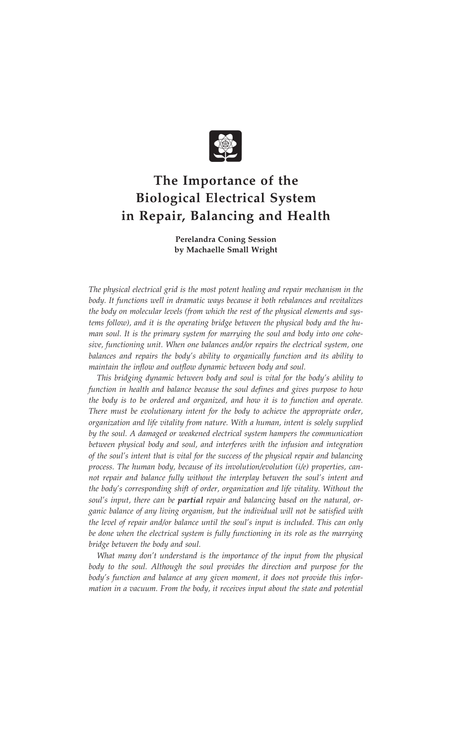# The Importance of the Biological Electrical System in Repair, Balancing and Health

**Perelandra Coning Session by Machaelle Small Wright**

*The physical electrical grid is the most potent healing and repair mechanism in the body. It functions well in dramatic ways because it both rebalances and revitalizes the body on molecular levels (from which the rest of the physical elements and systems follow), and it is the operating bridge between the physical body and the human soul. It is the primary system for marrying the soul and body into one cohesive, functioning unit. When one balances and/or repairs the electrical system, one balances and repairs the body's ability to organically function and its ability to maintain the inflow and outflow dynamic between body and soul.*

*This bridging dynamic between body and soul is vital for the body's ability to function in health and balance because the soul defines and gives purpose to how the body is to be ordered and organized, and how it is to function and operate. There must be evolutionary intent for the body to achieve the appropriate order, organization and life vitality from nature. With a human, intent is solely supplied by the soul. A damaged or weakened electrical system hampers the communication between physical body and soul, and interferes with the infusion and integration of the soul's intent that is vital for the success of the physical repair and balancing process. The human body, because of its involution/evolution (i/e) properties, cannot repair and balance fully without the interplay between the soul's intent and the body's corresponding shift of order, organization and life vitality. Without the soul's input, there can be* ***partial*** *repair and balancing based on the natural, organic balance of any living organism, but the individual will not be satisfied with the level of repair and/or balance until the soul's input is included. This can only be done when the electrical system is fully functioning in its role as the marrying bridge between the body and soul.*

*What many don't understand is the importance of the input from the physical body to the soul. Although the soul provides the direction and purpose for the body's function and balance at any given moment, it does not provide this information in a vacuum. From the body, it receives input about the state and potential*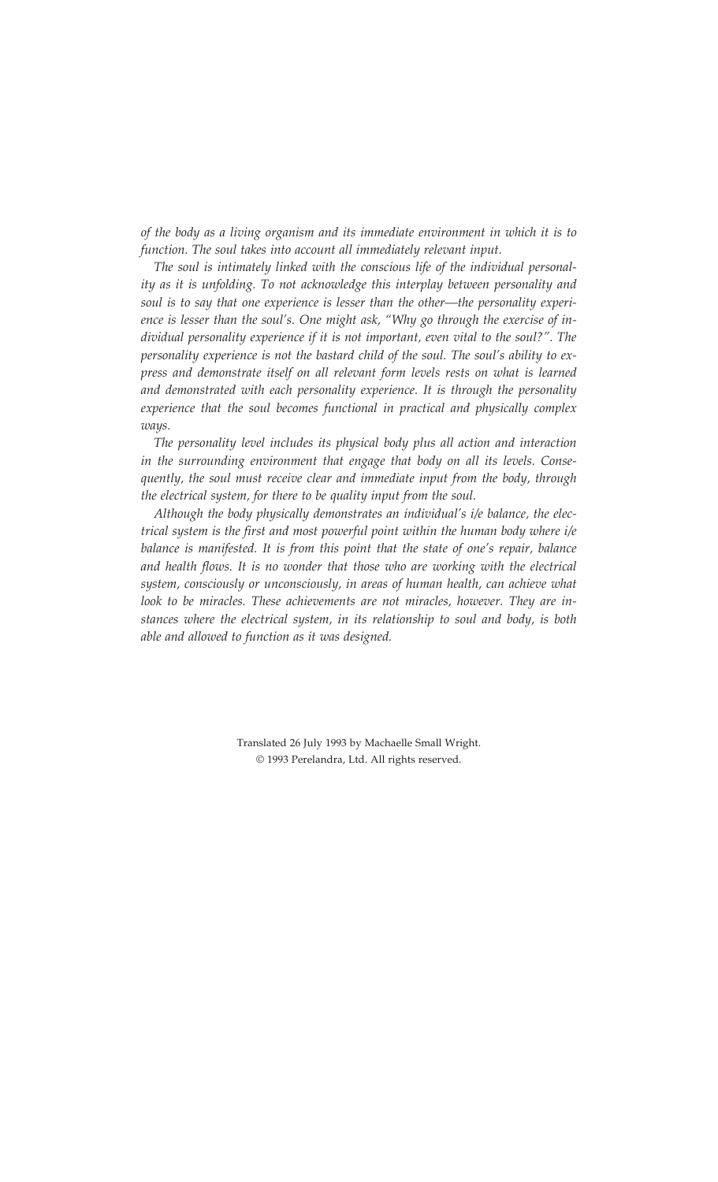*of the body as a living organism and its immediate environment in which it is to function. The soul takes into account all immediately relevant input.*

*The soul is intimately linked with the conscious life of the individual personality as it is unfolding. To not acknowledge this interplay between personality and soul is to say that one experience is lesser than the other—the personality experience is lesser than the soul's. One might ask, "Why go through the exercise of individual personality experience if it is not important, even vital to the soul?". The personality experience is not the bastard child of the soul. The soul's ability to express and demonstrate itself on all relevant form levels rests on what is learned and demonstrated with each personality experience. It is through the personality experience that the soul becomes functional in practical and physically complex ways.*

*The personality level includes its physical body plus all action and interaction in the surrounding environment that engage that body on all its levels. Consequently, the soul must receive clear and immediate input from the body, through the electrical system, for there to be quality input from the soul.*

*Although the body physically demonstrates an individual's i/e balance, the electrical system is the first and most powerful point within the human body where i/e balance is manifested. It is from this point that the state of one's repair, balance and health flows. It is no wonder that those who are working with the electrical system, consciously or unconsciously, in areas of human health, can achieve what look to be miracles. These achievements are not miracles, however. They are instances where the electrical system, in its relationship to soul and body, is both able and allowed to function as it was designed.*

Translated 26 July 1993 by Machaelle Small Wright.
© 1993 Perelandra, Ltd. All rights reserved.